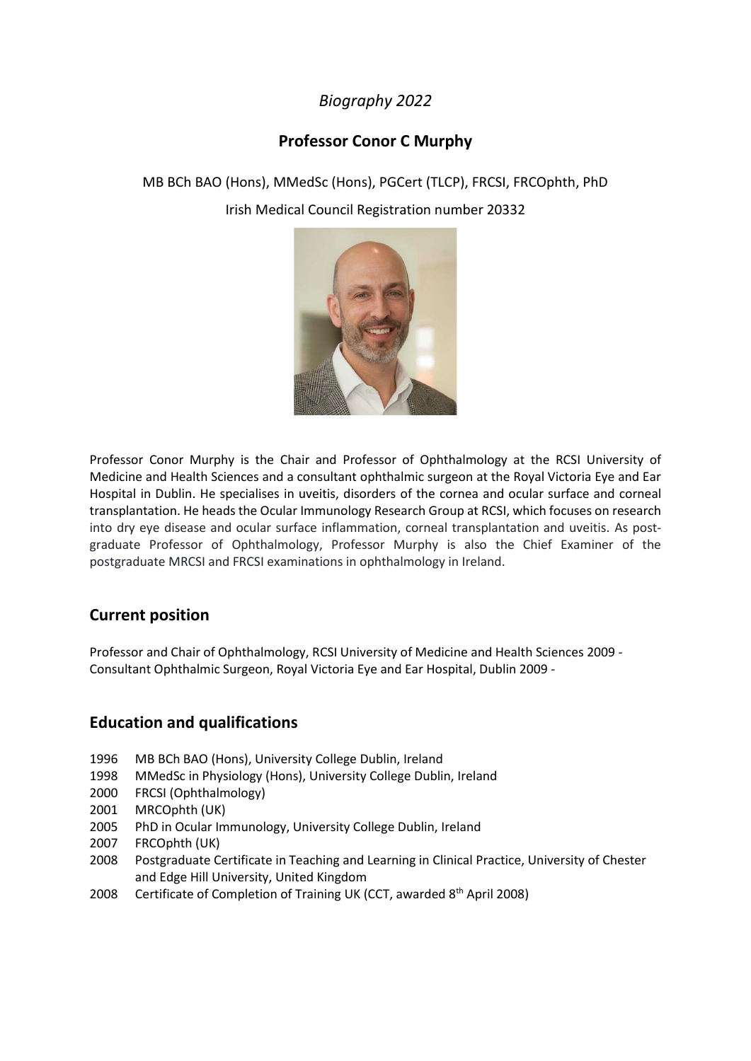*Biography 2022*

# Professor Conor C Murphy

MB BCh BAO (Hons), MMedSc (Hons), PGCert (TLCP), FRCSI, FRCOphth, PhD

Irish Medical Council Registration number 20332

Professor Conor Murphy is the Chair and Professor of Ophthalmology at the RCSI University of Medicine and Health Sciences and a consultant ophthalmic surgeon at the Royal Victoria Eye and Ear Hospital in Dublin. He specialises in uveitis, disorders of the cornea and ocular surface and corneal transplantation. He heads the Ocular Immunology Research Group at RCSI, which focuses on research into dry eye disease and ocular surface inflammation, corneal transplantation and uveitis. As postgraduate Professor of Ophthalmology, Professor Murphy is also the Chief Examiner of the postgraduate MRCSI and FRCSI examinations in ophthalmology in Ireland.

## Current position

Professor and Chair of Ophthalmology, RCSI University of Medicine and Health Sciences 2009 -
Consultant Ophthalmic Surgeon, Royal Victoria Eye and Ear Hospital, Dublin 2009 -

## Education and qualifications

- 1996 MB BCh BAO (Hons), University College Dublin, Ireland
- 1998 MMedSc in Physiology (Hons), University College Dublin, Ireland
- 2000 FRCSI (Ophthalmology)
- 2001 MRCOphth (UK)
- 2005 PhD in Ocular Immunology, University College Dublin, Ireland
- 2007 FRCOphth (UK)
- 2008 Postgraduate Certificate in Teaching and Learning in Clinical Practice, University of Chester and Edge Hill University, United Kingdom
- 2008 Certificate of Completion of Training UK (CCT, awarded 8th April 2008)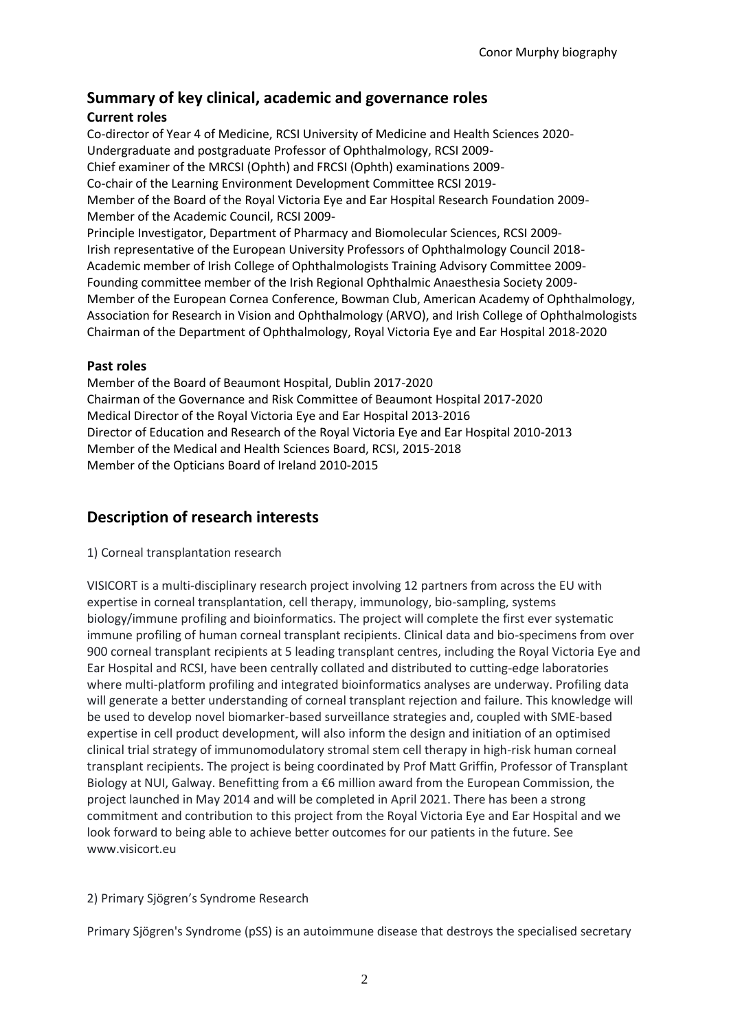## Summary of key clinical, academic and governance roles

### Current roles

Co-director of Year 4 of Medicine, RCSI University of Medicine and Health Sciences 2020-
Undergraduate and postgraduate Professor of Ophthalmology, RCSI 2009-
Chief examiner of the MRCSI (Ophth) and FRCSI (Ophth) examinations 2009-
Co-chair of the Learning Environment Development Committee RCSI 2019-
Member of the Board of the Royal Victoria Eye and Ear Hospital Research Foundation 2009-
Member of the Academic Council, RCSI 2009-
Principle Investigator, Department of Pharmacy and Biomolecular Sciences, RCSI 2009-
Irish representative of the European University Professors of Ophthalmology Council 2018-
Academic member of Irish College of Ophthalmologists Training Advisory Committee 2009-
Founding committee member of the Irish Regional Ophthalmic Anaesthesia Society 2009-
Member of the European Cornea Conference, Bowman Club, American Academy of Ophthalmology, Association for Research in Vision and Ophthalmology (ARVO), and Irish College of Ophthalmologists
Chairman of the Department of Ophthalmology, Royal Victoria Eye and Ear Hospital 2018-2020

### Past roles

Member of the Board of Beaumont Hospital, Dublin 2017-2020
Chairman of the Governance and Risk Committee of Beaumont Hospital 2017-2020
Medical Director of the Royal Victoria Eye and Ear Hospital 2013-2016
Director of Education and Research of the Royal Victoria Eye and Ear Hospital 2010-2013
Member of the Medical and Health Sciences Board, RCSI, 2015-2018
Member of the Opticians Board of Ireland 2010-2015

## Description of research interests

1) Corneal transplantation research

VISICORT is a multi-disciplinary research project involving 12 partners from across the EU with expertise in corneal transplantation, cell therapy, immunology, bio-sampling, systems biology/immune profiling and bioinformatics. The project will complete the first ever systematic immune profiling of human corneal transplant recipients. Clinical data and bio-specimens from over 900 corneal transplant recipients at 5 leading transplant centres, including the Royal Victoria Eye and Ear Hospital and RCSI, have been centrally collated and distributed to cutting-edge laboratories where multi-platform profiling and integrated bioinformatics analyses are underway. Profiling data will generate a better understanding of corneal transplant rejection and failure. This knowledge will be used to develop novel biomarker-based surveillance strategies and, coupled with SME-based expertise in cell product development, will also inform the design and initiation of an optimised clinical trial strategy of immunomodulatory stromal stem cell therapy in high-risk human corneal transplant recipients. The project is being coordinated by Prof Matt Griffin, Professor of Transplant Biology at NUI, Galway. Benefitting from a €6 million award from the European Commission, the project launched in May 2014 and will be completed in April 2021. There has been a strong commitment and contribution to this project from the Royal Victoria Eye and Ear Hospital and we look forward to being able to achieve better outcomes for our patients in the future. See www.visicort.eu

2) Primary Sjögren's Syndrome Research

Primary Sjögren's Syndrome (pSS) is an autoimmune disease that destroys the specialised secretary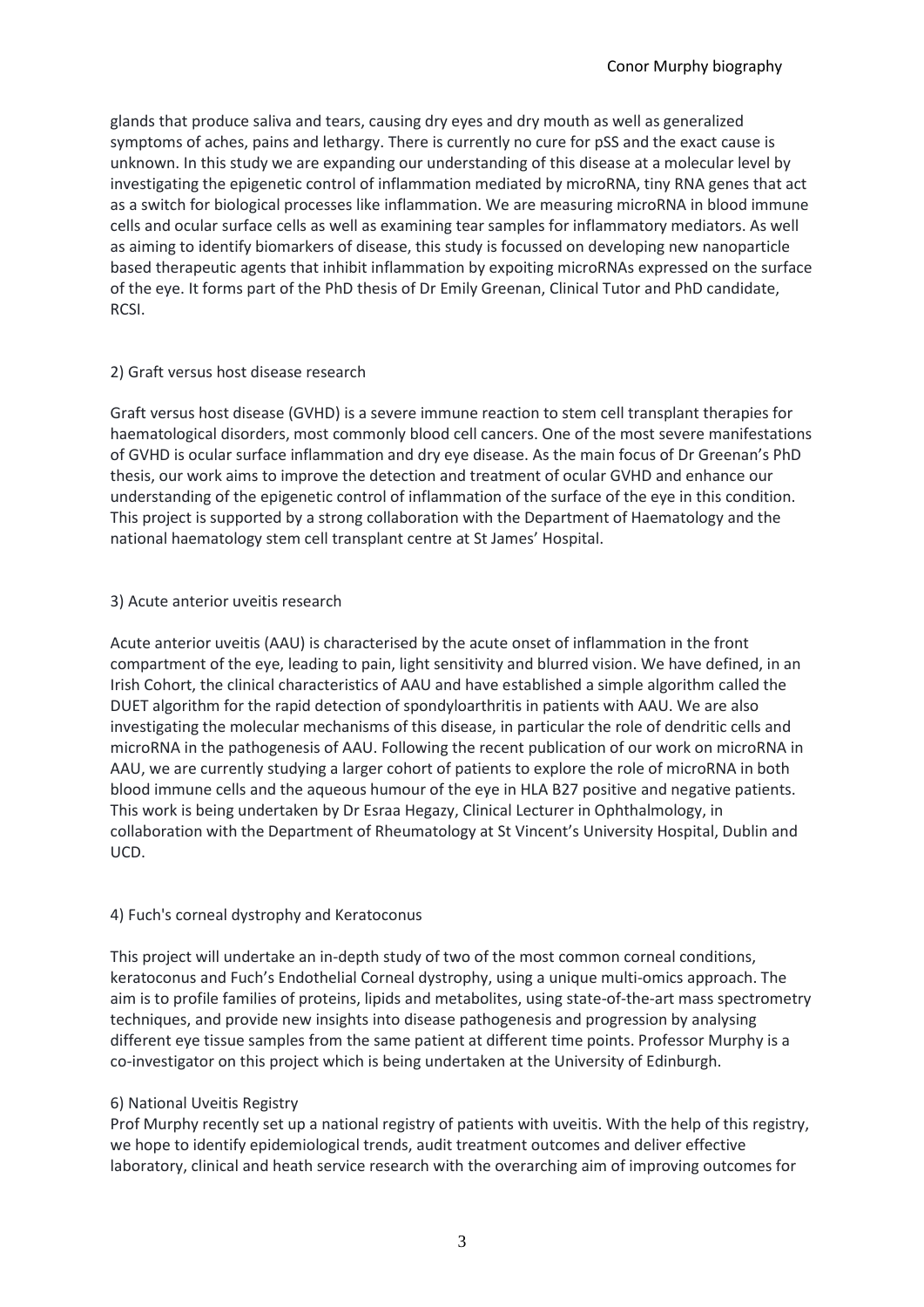glands that produce saliva and tears, causing dry eyes and dry mouth as well as generalized symptoms of aches, pains and lethargy. There is currently no cure for pSS and the exact cause is unknown. In this study we are expanding our understanding of this disease at a molecular level by investigating the epigenetic control of inflammation mediated by microRNA, tiny RNA genes that act as a switch for biological processes like inflammation. We are measuring microRNA in blood immune cells and ocular surface cells as well as examining tear samples for inflammatory mediators. As well as aiming to identify biomarkers of disease, this study is focussed on developing new nanoparticle based therapeutic agents that inhibit inflammation by expoiting microRNAs expressed on the surface of the eye. It forms part of the PhD thesis of Dr Emily Greenan, Clinical Tutor and PhD candidate, RCSI.

2) Graft versus host disease research

Graft versus host disease (GVHD) is a severe immune reaction to stem cell transplant therapies for haematological disorders, most commonly blood cell cancers. One of the most severe manifestations of GVHD is ocular surface inflammation and dry eye disease. As the main focus of Dr Greenan's PhD thesis, our work aims to improve the detection and treatment of ocular GVHD and enhance our understanding of the epigenetic control of inflammation of the surface of the eye in this condition. This project is supported by a strong collaboration with the Department of Haematology and the national haematology stem cell transplant centre at St James' Hospital.

3) Acute anterior uveitis research

Acute anterior uveitis (AAU) is characterised by the acute onset of inflammation in the front compartment of the eye, leading to pain, light sensitivity and blurred vision. We have defined, in an Irish Cohort, the clinical characteristics of AAU and have established a simple algorithm called the DUET algorithm for the rapid detection of spondyloarthritis in patients with AAU. We are also investigating the molecular mechanisms of this disease, in particular the role of dendritic cells and microRNA in the pathogenesis of AAU. Following the recent publication of our work on microRNA in AAU, we are currently studying a larger cohort of patients to explore the role of microRNA in both blood immune cells and the aqueous humour of the eye in HLA B27 positive and negative patients. This work is being undertaken by Dr Esraa Hegazy, Clinical Lecturer in Ophthalmology, in collaboration with the Department of Rheumatology at St Vincent's University Hospital, Dublin and UCD.

4) Fuch's corneal dystrophy and Keratoconus

This project will undertake an in-depth study of two of the most common corneal conditions, keratoconus and Fuch's Endothelial Corneal dystrophy, using a unique multi-omics approach. The aim is to profile families of proteins, lipids and metabolites, using state-of-the-art mass spectrometry techniques, and provide new insights into disease pathogenesis and progression by analysing different eye tissue samples from the same patient at different time points. Professor Murphy is a co-investigator on this project which is being undertaken at the University of Edinburgh.

6) National Uveitis Registry

Prof Murphy recently set up a national registry of patients with uveitis. With the help of this registry, we hope to identify epidemiological trends, audit treatment outcomes and deliver effective laboratory, clinical and heath service research with the overarching aim of improving outcomes for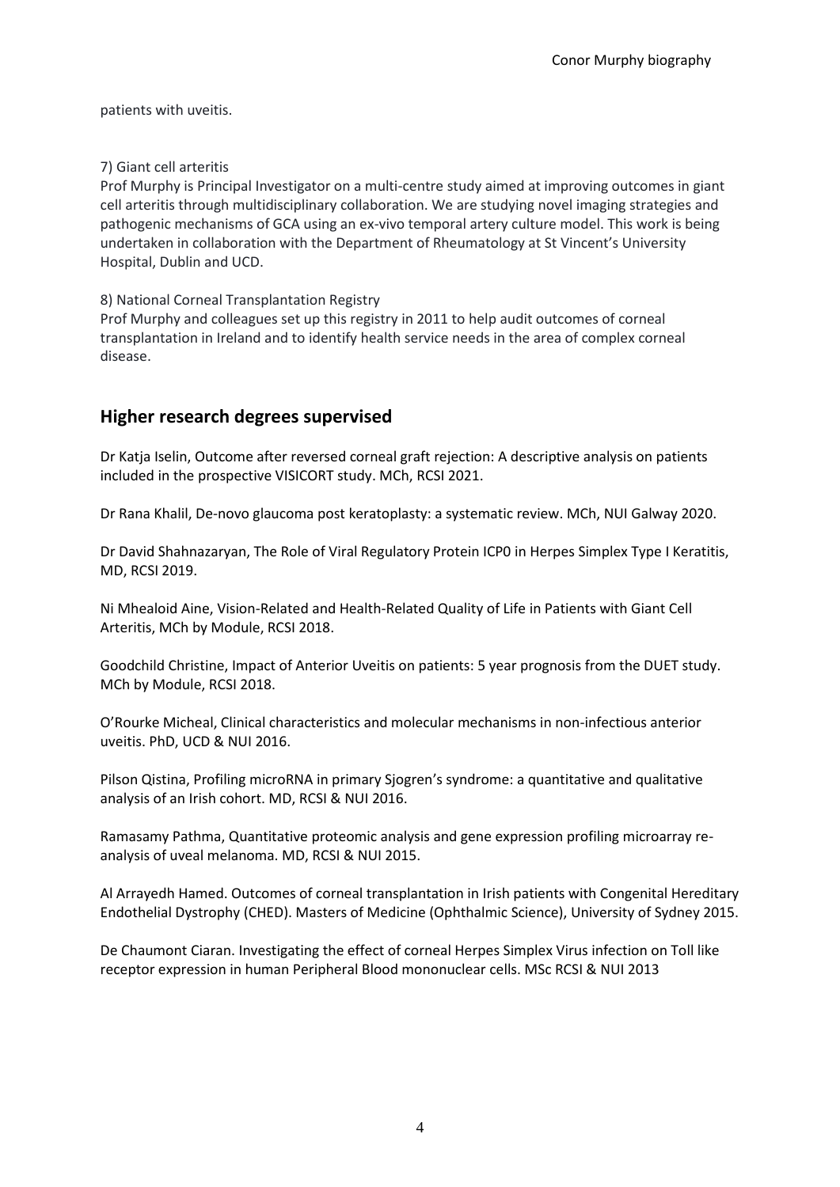patients with uveitis.

7) Giant cell arteritis

Prof Murphy is Principal Investigator on a multi-centre study aimed at improving outcomes in giant cell arteritis through multidisciplinary collaboration. We are studying novel imaging strategies and pathogenic mechanisms of GCA using an ex-vivo temporal artery culture model. This work is being undertaken in collaboration with the Department of Rheumatology at St Vincent's University Hospital, Dublin and UCD.

8) National Corneal Transplantation Registry

Prof Murphy and colleagues set up this registry in 2011 to help audit outcomes of corneal transplantation in Ireland and to identify health service needs in the area of complex corneal disease.

## Higher research degrees supervised

Dr Katja Iselin, Outcome after reversed corneal graft rejection: A descriptive analysis on patients included in the prospective VISICORT study. MCh, RCSI 2021.

Dr Rana Khalil, De-novo glaucoma post keratoplasty: a systematic review. MCh, NUI Galway 2020.

Dr David Shahnazaryan, The Role of Viral Regulatory Protein ICP0 in Herpes Simplex Type I Keratitis, MD, RCSI 2019.

Ni Mhealoid Aine, Vision-Related and Health-Related Quality of Life in Patients with Giant Cell Arteritis, MCh by Module, RCSI 2018.

Goodchild Christine, Impact of Anterior Uveitis on patients: 5 year prognosis from the DUET study. MCh by Module, RCSI 2018.

O'Rourke Micheal, Clinical characteristics and molecular mechanisms in non-infectious anterior uveitis. PhD, UCD & NUI 2016.

Pilson Qistina, Profiling microRNA in primary Sjogren's syndrome: a quantitative and qualitative analysis of an Irish cohort. MD, RCSI & NUI 2016.

Ramasamy Pathma, Quantitative proteomic analysis and gene expression profiling microarray re-analysis of uveal melanoma. MD, RCSI & NUI 2015.

Al Arrayedh Hamed. Outcomes of corneal transplantation in Irish patients with Congenital Hereditary Endothelial Dystrophy (CHED). Masters of Medicine (Ophthalmic Science), University of Sydney 2015.

De Chaumont Ciaran. Investigating the effect of corneal Herpes Simplex Virus infection on Toll like receptor expression in human Peripheral Blood mononuclear cells. MSc RCSI & NUI 2013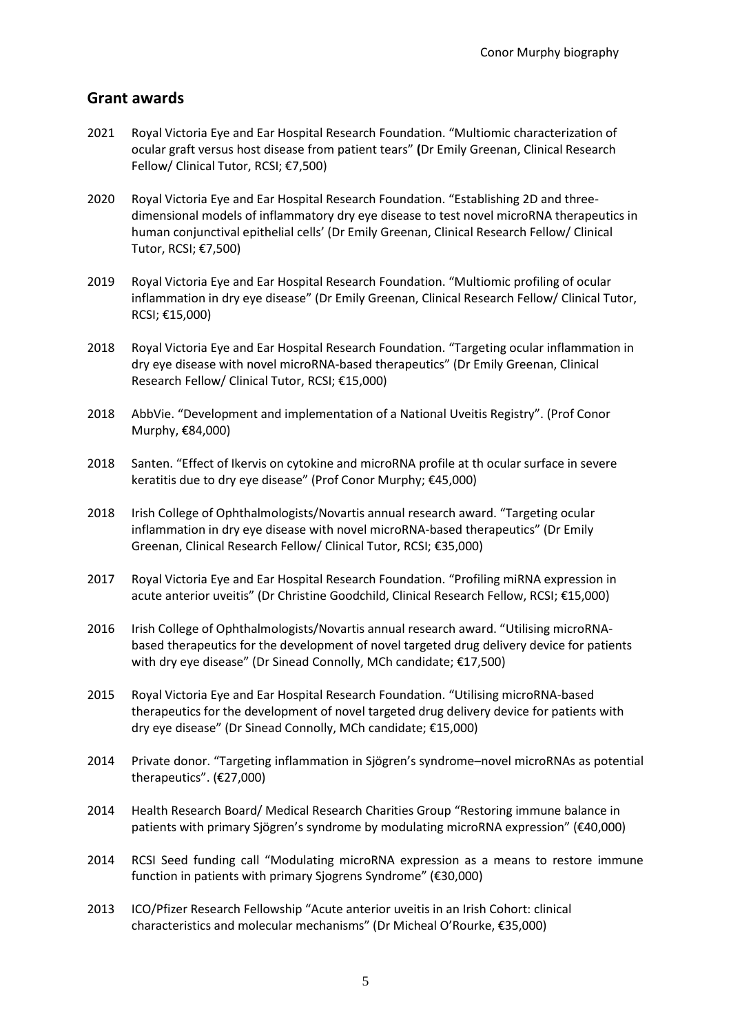## Grant awards

2021 Royal Victoria Eye and Ear Hospital Research Foundation. "Multiomic characterization of ocular graft versus host disease from patient tears" **(**Dr Emily Greenan, Clinical Research Fellow/ Clinical Tutor, RCSI; €7,500)

2020 Royal Victoria Eye and Ear Hospital Research Foundation. "Establishing 2D and three-dimensional models of inflammatory dry eye disease to test novel microRNA therapeutics in human conjunctival epithelial cells' (Dr Emily Greenan, Clinical Research Fellow/ Clinical Tutor, RCSI; €7,500)

2019 Royal Victoria Eye and Ear Hospital Research Foundation. "Multiomic profiling of ocular inflammation in dry eye disease" (Dr Emily Greenan, Clinical Research Fellow/ Clinical Tutor, RCSI; €15,000)

2018 Royal Victoria Eye and Ear Hospital Research Foundation. "Targeting ocular inflammation in dry eye disease with novel microRNA-based therapeutics" (Dr Emily Greenan, Clinical Research Fellow/ Clinical Tutor, RCSI; €15,000)

2018 AbbVie. "Development and implementation of a National Uveitis Registry". (Prof Conor Murphy, €84,000)

2018 Santen. "Effect of Ikervis on cytokine and microRNA profile at th ocular surface in severe keratitis due to dry eye disease" (Prof Conor Murphy; €45,000)

2018 Irish College of Ophthalmologists/Novartis annual research award. "Targeting ocular inflammation in dry eye disease with novel microRNA-based therapeutics" (Dr Emily Greenan, Clinical Research Fellow/ Clinical Tutor, RCSI; €35,000)

2017 Royal Victoria Eye and Ear Hospital Research Foundation. "Profiling miRNA expression in acute anterior uveitis" (Dr Christine Goodchild, Clinical Research Fellow, RCSI; €15,000)

2016 Irish College of Ophthalmologists/Novartis annual research award. "Utilising microRNA-based therapeutics for the development of novel targeted drug delivery device for patients with dry eye disease" (Dr Sinead Connolly, MCh candidate; €17,500)

2015 Royal Victoria Eye and Ear Hospital Research Foundation. "Utilising microRNA-based therapeutics for the development of novel targeted drug delivery device for patients with dry eye disease" (Dr Sinead Connolly, MCh candidate; €15,000)

2014 Private donor. "Targeting inflammation in Sjögren's syndrome–novel microRNAs as potential therapeutics". (€27,000)

2014 Health Research Board/ Medical Research Charities Group "Restoring immune balance in patients with primary Sjögren's syndrome by modulating microRNA expression" (€40,000)

2014 RCSI Seed funding call "Modulating microRNA expression as a means to restore immune function in patients with primary Sjogrens Syndrome" (€30,000)

2013 ICO/Pfizer Research Fellowship "Acute anterior uveitis in an Irish Cohort: clinical characteristics and molecular mechanisms" (Dr Micheal O'Rourke, €35,000)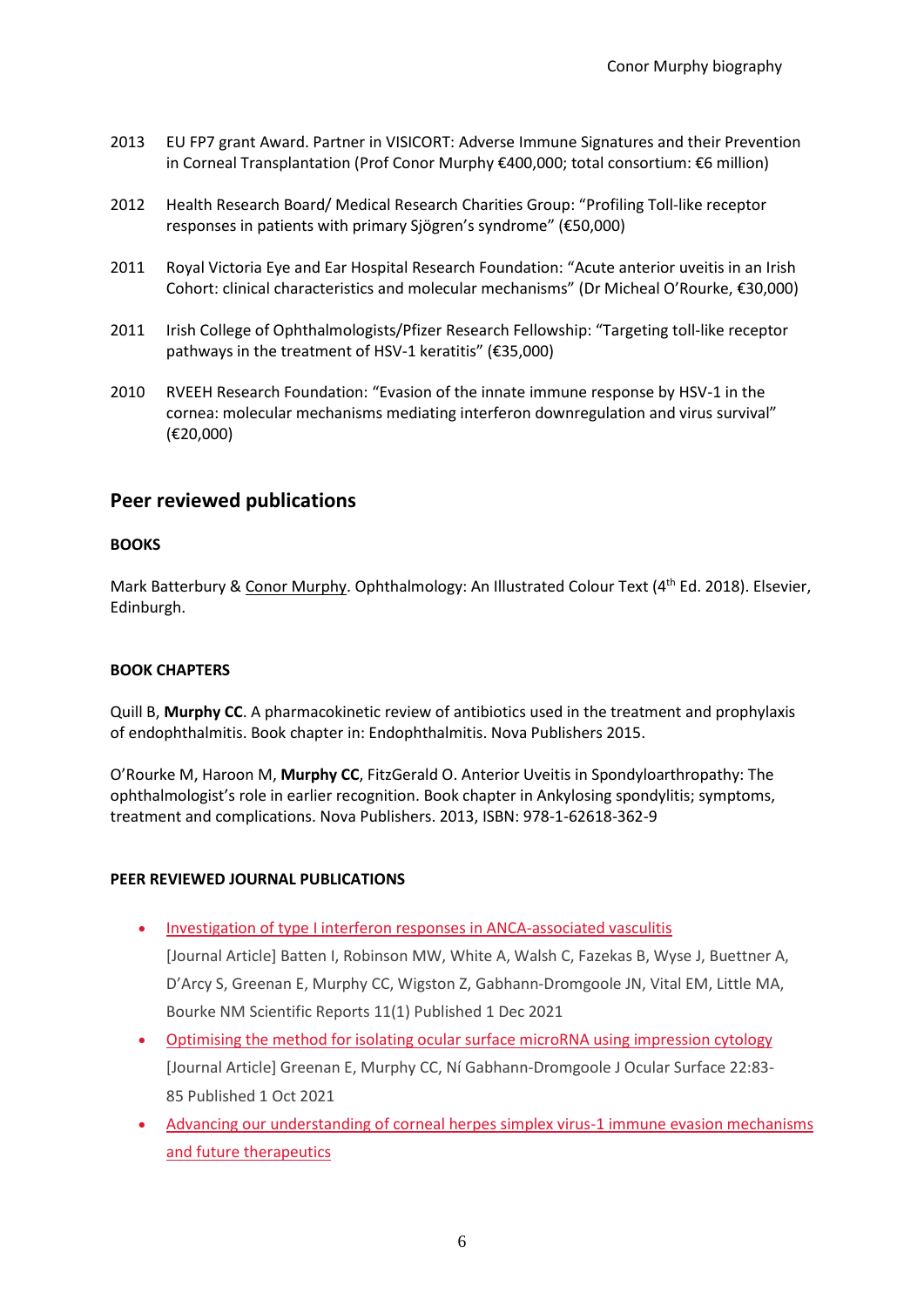2013 EU FP7 grant Award. Partner in VISICORT: Adverse Immune Signatures and their Prevention in Corneal Transplantation (Prof Conor Murphy €400,000; total consortium: €6 million)

2012 Health Research Board/ Medical Research Charities Group: "Profiling Toll-like receptor responses in patients with primary Sjögren's syndrome" (€50,000)

2011 Royal Victoria Eye and Ear Hospital Research Foundation: "Acute anterior uveitis in an Irish Cohort: clinical characteristics and molecular mechanisms" (Dr Micheal O'Rourke, €30,000)

2011 Irish College of Ophthalmologists/Pfizer Research Fellowship: "Targeting toll-like receptor pathways in the treatment of HSV-1 keratitis" (€35,000)

2010 RVEEH Research Foundation: "Evasion of the innate immune response by HSV-1 in the cornea: molecular mechanisms mediating interferon downregulation and virus survival" (€20,000)

## Peer reviewed publications

### BOOKS

Mark Batterbury & Conor Murphy. Ophthalmology: An Illustrated Colour Text (4th Ed. 2018). Elsevier, Edinburgh.

### BOOK CHAPTERS

Quill B, **Murphy CC**. A pharmacokinetic review of antibiotics used in the treatment and prophylaxis of endophthalmitis. Book chapter in: Endophthalmitis. Nova Publishers 2015.

O'Rourke M, Haroon M, **Murphy CC**, FitzGerald O. Anterior Uveitis in Spondyloarthropathy: The ophthalmologist's role in earlier recognition. Book chapter in Ankylosing spondylitis; symptoms, treatment and complications. Nova Publishers. 2013, ISBN: 978-1-62618-362-9

### PEER REVIEWED JOURNAL PUBLICATIONS

- Investigation of type I interferon responses in ANCA-associated vasculitis
  [Journal Article] Batten I, Robinson MW, White A, Walsh C, Fazekas B, Wyse J, Buettner A, D'Arcy S, Greenan E, Murphy CC, Wigston Z, Gabhann-Dromgoole JN, Vital EM, Little MA, Bourke NM Scientific Reports 11(1) Published 1 Dec 2021
- Optimising the method for isolating ocular surface microRNA using impression cytology
  [Journal Article] Greenan E, Murphy CC, Ní Gabhann-Dromgoole J Ocular Surface 22:83-85 Published 1 Oct 2021
- Advancing our understanding of corneal herpes simplex virus-1 immune evasion mechanisms and future therapeutics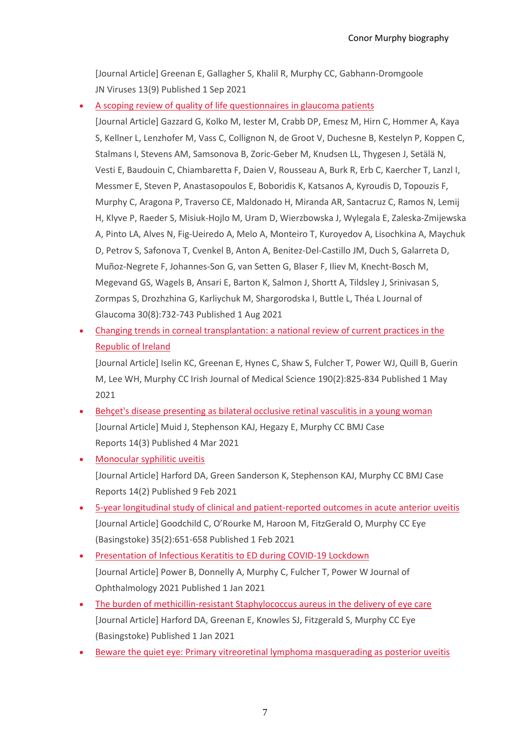[Journal Article] Greenan E, Gallagher S, Khalil R, Murphy CC, Gabhann-Dromgoole JN Viruses 13(9) Published 1 Sep 2021

- A scoping review of quality of life questionnaires in glaucoma patients
  [Journal Article] Gazzard G, Kolko M, Iester M, Crabb DP, Emesz M, Hirn C, Hommer A, Kaya S, Kellner L, Lenzhofer M, Vass C, Collignon N, de Groot V, Duchesne B, Kestelyn P, Koppen C, Stalmans I, Stevens AM, Samsonova B, Zoric-Geber M, Knudsen LL, Thygesen J, Setälä N, Vesti E, Baudouin C, Chiambaretta F, Daien V, Rousseau A, Burk R, Erb C, Kaercher T, Lanzl I, Messmer E, Steven P, Anastasopoulos E, Boboridis K, Katsanos A, Kyroudis D, Topouzis F, Murphy C, Aragona P, Traverso CE, Maldonado H, Miranda AR, Santacruz C, Ramos N, Lemij H, Klyve P, Raeder S, Misiuk-Hojlo M, Uram D, Wierzbowska J, Wylegala E, Zaleska-Zmijewska A, Pinto LA, Alves N, Fig-Ueiredo A, Melo A, Monteiro T, Kuroyedov A, Lisochkina A, Maychuk D, Petrov S, Safonova T, Cvenkel B, Anton A, Benitez-Del-Castillo JM, Duch S, Galarreta D, Muñoz-Negrete F, Johannes-Son G, van Setten G, Blaser F, Iliev M, Knecht-Bosch M, Megevand GS, Wagels B, Ansari E, Barton K, Salmon J, Shortt A, Tildsley J, Srinivasan S, Zormpas S, Drozhzhina G, Karliychuk M, Shargorodska I, Buttle L, Théa L Journal of Glaucoma 30(8):732-743 Published 1 Aug 2021
- Changing trends in corneal transplantation: a national review of current practices in the Republic of Ireland
  [Journal Article] Iselin KC, Greenan E, Hynes C, Shaw S, Fulcher T, Power WJ, Quill B, Guerin M, Lee WH, Murphy CC Irish Journal of Medical Science 190(2):825-834 Published 1 May 2021
- Behçet's disease presenting as bilateral occlusive retinal vasculitis in a young woman
  [Journal Article] Muid J, Stephenson KAJ, Hegazy E, Murphy CC BMJ Case Reports 14(3) Published 4 Mar 2021
- Monocular syphilitic uveitis
  [Journal Article] Harford DA, Green Sanderson K, Stephenson KAJ, Murphy CC BMJ Case Reports 14(2) Published 9 Feb 2021
- 5-year longitudinal study of clinical and patient-reported outcomes in acute anterior uveitis
  [Journal Article] Goodchild C, O'Rourke M, Haroon M, FitzGerald O, Murphy CC Eye (Basingstoke) 35(2):651-658 Published 1 Feb 2021
- Presentation of Infectious Keratitis to ED during COVID-19 Lockdown
  [Journal Article] Power B, Donnelly A, Murphy C, Fulcher T, Power W Journal of Ophthalmology 2021 Published 1 Jan 2021
- The burden of methicillin-resistant Staphylococcus aureus in the delivery of eye care
  [Journal Article] Harford DA, Greenan E, Knowles SJ, Fitzgerald S, Murphy CC Eye (Basingstoke) Published 1 Jan 2021
- Beware the quiet eye: Primary vitreoretinal lymphoma masquerading as posterior uveitis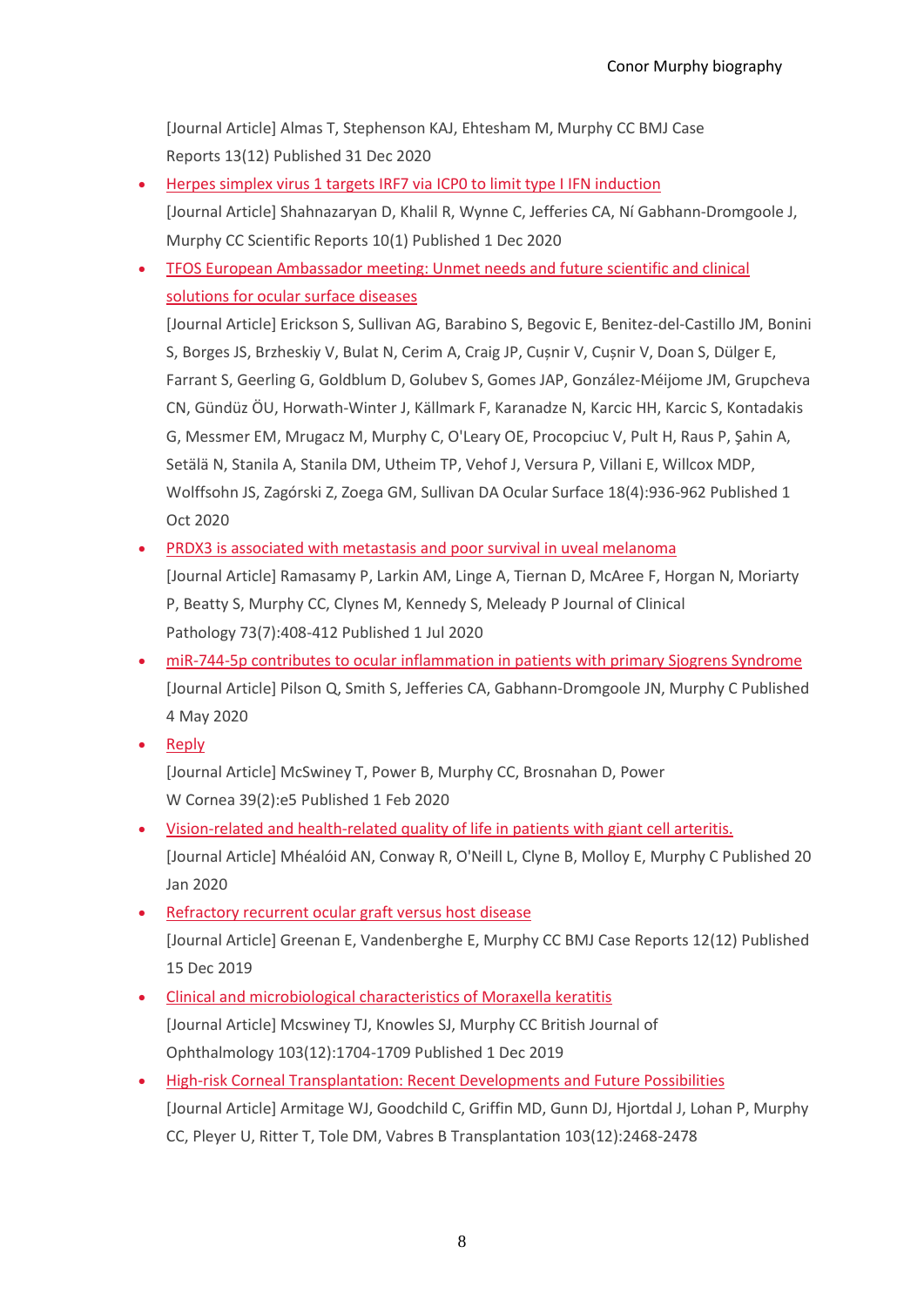[Journal Article] Almas T, Stephenson KAJ, Ehtesham M, Murphy CC BMJ Case Reports 13(12) Published 31 Dec 2020

- Herpes simplex virus 1 targets IRF7 via ICP0 to limit type I IFN induction
  [Journal Article] Shahnazaryan D, Khalil R, Wynne C, Jefferies CA, Ní Gabhann-Dromgoole J, Murphy CC Scientific Reports 10(1) Published 1 Dec 2020
- TFOS European Ambassador meeting: Unmet needs and future scientific and clinical solutions for ocular surface diseases
  [Journal Article] Erickson S, Sullivan AG, Barabino S, Begovic E, Benitez-del-Castillo JM, Bonini S, Borges JS, Brzheskiy V, Bulat N, Cerim A, Craig JP, Cușnir V, Cușnir V, Doan S, Dülger E, Farrant S, Geerling G, Goldblum D, Golubev S, Gomes JAP, González-Méijome JM, Grupcheva CN, Gündüz ÖU, Horwath-Winter J, Källmark F, Karanadze N, Karcic HH, Karcic S, Kontadakis G, Messmer EM, Mrugacz M, Murphy C, O'Leary OE, Procopciuc V, Pult H, Raus P, Şahin A, Setälä N, Stanila A, Stanila DM, Utheim TP, Vehof J, Versura P, Villani E, Willcox MDP, Wolffsohn JS, Zagórski Z, Zoega GM, Sullivan DA Ocular Surface 18(4):936-962 Published 1 Oct 2020
- PRDX3 is associated with metastasis and poor survival in uveal melanoma
  [Journal Article] Ramasamy P, Larkin AM, Linge A, Tiernan D, McAree F, Horgan N, Moriarty P, Beatty S, Murphy CC, Clynes M, Kennedy S, Meleady P Journal of Clinical Pathology 73(7):408-412 Published 1 Jul 2020
- miR-744-5p contributes to ocular inflammation in patients with primary Sjogrens Syndrome
  [Journal Article] Pilson Q, Smith S, Jefferies CA, Gabhann-Dromgoole JN, Murphy C Published 4 May 2020
- Reply
  [Journal Article] McSwiney T, Power B, Murphy CC, Brosnahan D, Power W Cornea 39(2):e5 Published 1 Feb 2020
- Vision-related and health-related quality of life in patients with giant cell arteritis.
  [Journal Article] Mhéalóid AN, Conway R, O'Neill L, Clyne B, Molloy E, Murphy C Published 20 Jan 2020
- Refractory recurrent ocular graft versus host disease
  [Journal Article] Greenan E, Vandenberghe E, Murphy CC BMJ Case Reports 12(12) Published 15 Dec 2019
- Clinical and microbiological characteristics of Moraxella keratitis
  [Journal Article] Mcswiney TJ, Knowles SJ, Murphy CC British Journal of Ophthalmology 103(12):1704-1709 Published 1 Dec 2019
- High-risk Corneal Transplantation: Recent Developments and Future Possibilities
  [Journal Article] Armitage WJ, Goodchild C, Griffin MD, Gunn DJ, Hjortdal J, Lohan P, Murphy CC, Pleyer U, Ritter T, Tole DM, Vabres B Transplantation 103(12):2468-2478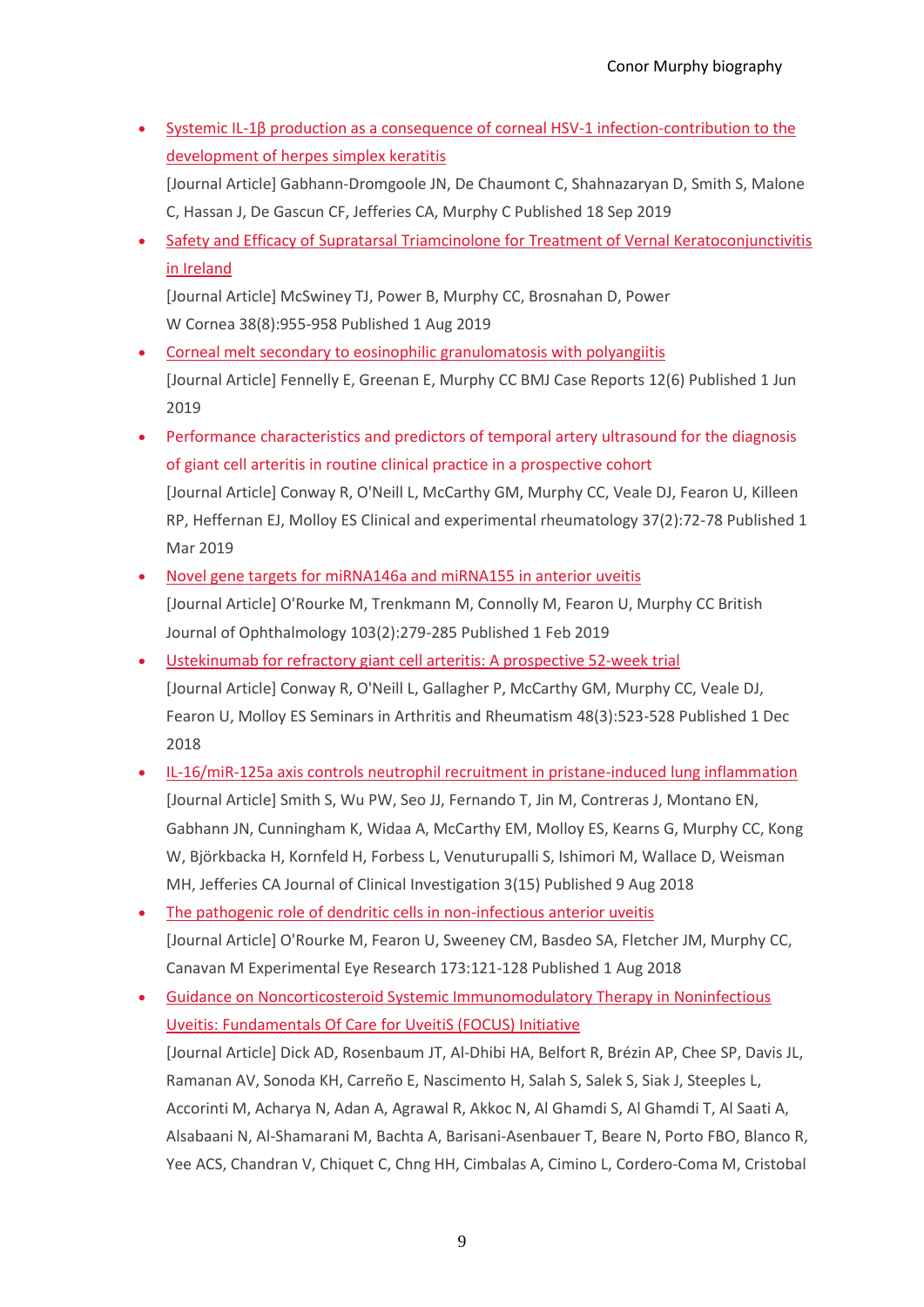- [Systemic IL-1β production as a consequence of corneal HSV-1 infection-contribution to the development of herpes simplex keratitis]
  [Journal Article] Gabhann-Dromgoole JN, De Chaumont C, Shahnazaryan D, Smith S, Malone C, Hassan J, De Gascun CF, Jefferies CA, Murphy C Published 18 Sep 2019
- [Safety and Efficacy of Supratarsal Triamcinolone for Treatment of Vernal Keratoconjunctivitis in Ireland]
  [Journal Article] McSwiney TJ, Power B, Murphy CC, Brosnahan D, Power W Cornea 38(8):955-958 Published 1 Aug 2019
- [Corneal melt secondary to eosinophilic granulomatosis with polyangiitis]
  [Journal Article] Fennelly E, Greenan E, Murphy CC BMJ Case Reports 12(6) Published 1 Jun 2019
- Performance characteristics and predictors of temporal artery ultrasound for the diagnosis of giant cell arteritis in routine clinical practice in a prospective cohort
  [Journal Article] Conway R, O'Neill L, McCarthy GM, Murphy CC, Veale DJ, Fearon U, Killeen RP, Heffernan EJ, Molloy ES Clinical and experimental rheumatology 37(2):72-78 Published 1 Mar 2019
- [Novel gene targets for miRNA146a and miRNA155 in anterior uveitis]
  [Journal Article] O'Rourke M, Trenkmann M, Connolly M, Fearon U, Murphy CC British Journal of Ophthalmology 103(2):279-285 Published 1 Feb 2019
- [Ustekinumab for refractory giant cell arteritis: A prospective 52-week trial]
  [Journal Article] Conway R, O'Neill L, Gallagher P, McCarthy GM, Murphy CC, Veale DJ, Fearon U, Molloy ES Seminars in Arthritis and Rheumatism 48(3):523-528 Published 1 Dec 2018
- [IL-16/miR-125a axis controls neutrophil recruitment in pristane-induced lung inflammation]
  [Journal Article] Smith S, Wu PW, Seo JJ, Fernando T, Jin M, Contreras J, Montano EN, Gabhann JN, Cunningham K, Widaa A, McCarthy EM, Molloy ES, Kearns G, Murphy CC, Kong W, Björkbacka H, Kornfeld H, Forbess L, Venuturupalli S, Ishimori M, Wallace D, Weisman MH, Jefferies CA Journal of Clinical Investigation 3(15) Published 9 Aug 2018
- [The pathogenic role of dendritic cells in non-infectious anterior uveitis]
  [Journal Article] O'Rourke M, Fearon U, Sweeney CM, Basdeo SA, Fletcher JM, Murphy CC, Canavan M Experimental Eye Research 173:121-128 Published 1 Aug 2018
- [Guidance on Noncorticosteroid Systemic Immunomodulatory Therapy in Noninfectious Uveitis: Fundamentals Of Care for UveitiS (FOCUS) Initiative]
  [Journal Article] Dick AD, Rosenbaum JT, Al-Dhibi HA, Belfort R, Brézin AP, Chee SP, Davis JL, Ramanan AV, Sonoda KH, Carreño E, Nascimento H, Salah S, Salek S, Siak J, Steeples L, Accorinti M, Acharya N, Adan A, Agrawal R, Akkoc N, Al Ghamdi S, Al Ghamdi T, Al Saati A, Alsabaani N, Al-Shamarani M, Bachta A, Barisani-Asenbauer T, Beare N, Porto FBO, Blanco R, Yee ACS, Chandran V, Chiquet C, Chng HH, Cimbalas A, Cimino L, Cordero-Coma M, Cristobal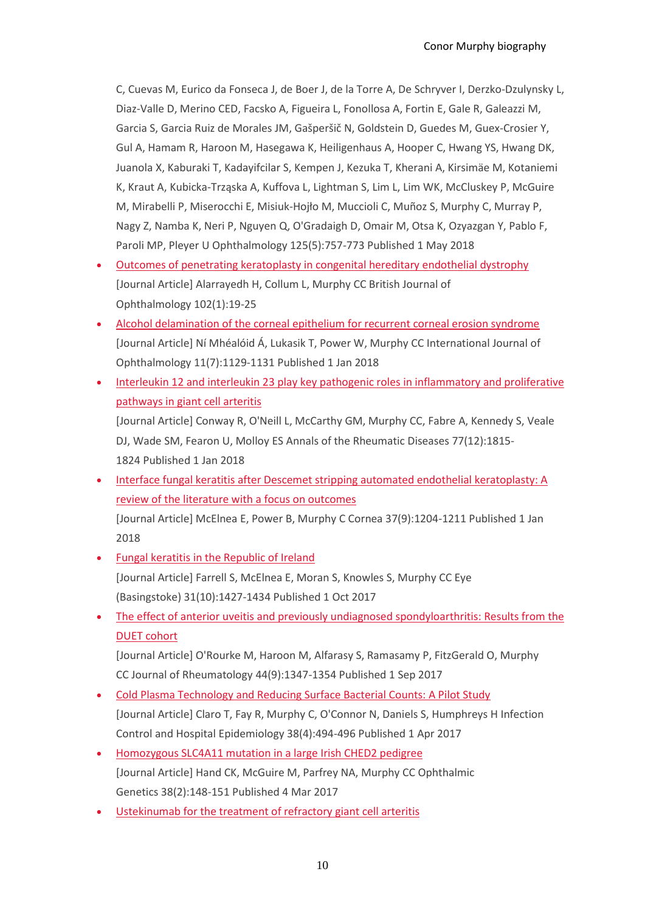C, Cuevas M, Eurico da Fonseca J, de Boer J, de la Torre A, De Schryver I, Derzko-Dzulynsky L, Diaz-Valle D, Merino CED, Facsko A, Figueira L, Fonollosa A, Fortin E, Gale R, Galeazzi M, Garcia S, Garcia Ruiz de Morales JM, Gašperšič N, Goldstein D, Guedes M, Guex-Crosier Y, Gul A, Hamam R, Haroon M, Hasegawa K, Heiligenhaus A, Hooper C, Hwang YS, Hwang DK, Juanola X, Kaburaki T, Kadayifcilar S, Kempen J, Kezuka T, Kherani A, Kirsimäe M, Kotaniemi K, Kraut A, Kubicka-Trząska A, Kuffova L, Lightman S, Lim L, Lim WK, McCluskey P, McGuire M, Mirabelli P, Miserocchi E, Misiuk-Hojło M, Muccioli C, Muñoz S, Murphy C, Murray P, Nagy Z, Namba K, Neri P, Nguyen Q, O'Gradaigh D, Omair M, Otsa K, Ozyazgan Y, Pablo F, Paroli MP, Pleyer U Ophthalmology 125(5):757-773 Published 1 May 2018

- Outcomes of penetrating keratoplasty in congenital hereditary endothelial dystrophy
  [Journal Article] Alarrayedh H, Collum L, Murphy CC British Journal of Ophthalmology 102(1):19-25
- Alcohol delamination of the corneal epithelium for recurrent corneal erosion syndrome
  [Journal Article] Ní Mhéalóid Á, Lukasik T, Power W, Murphy CC International Journal of Ophthalmology 11(7):1129-1131 Published 1 Jan 2018
- Interleukin 12 and interleukin 23 play key pathogenic roles in inflammatory and proliferative pathways in giant cell arteritis
  [Journal Article] Conway R, O'Neill L, McCarthy GM, Murphy CC, Fabre A, Kennedy S, Veale DJ, Wade SM, Fearon U, Molloy ES Annals of the Rheumatic Diseases 77(12):1815-1824 Published 1 Jan 2018
- Interface fungal keratitis after Descemet stripping automated endothelial keratoplasty: A review of the literature with a focus on outcomes
  [Journal Article] McElnea E, Power B, Murphy C Cornea 37(9):1204-1211 Published 1 Jan 2018
- Fungal keratitis in the Republic of Ireland
  [Journal Article] Farrell S, McElnea E, Moran S, Knowles S, Murphy CC Eye (Basingstoke) 31(10):1427-1434 Published 1 Oct 2017
- The effect of anterior uveitis and previously undiagnosed spondyloarthritis: Results from the DUET cohort
  [Journal Article] O'Rourke M, Haroon M, Alfarasy S, Ramasamy P, FitzGerald O, Murphy CC Journal of Rheumatology 44(9):1347-1354 Published 1 Sep 2017
- Cold Plasma Technology and Reducing Surface Bacterial Counts: A Pilot Study
  [Journal Article] Claro T, Fay R, Murphy C, O'Connor N, Daniels S, Humphreys H Infection Control and Hospital Epidemiology 38(4):494-496 Published 1 Apr 2017
- Homozygous SLC4A11 mutation in a large Irish CHED2 pedigree
  [Journal Article] Hand CK, McGuire M, Parfrey NA, Murphy CC Ophthalmic Genetics 38(2):148-151 Published 4 Mar 2017
- Ustekinumab for the treatment of refractory giant cell arteritis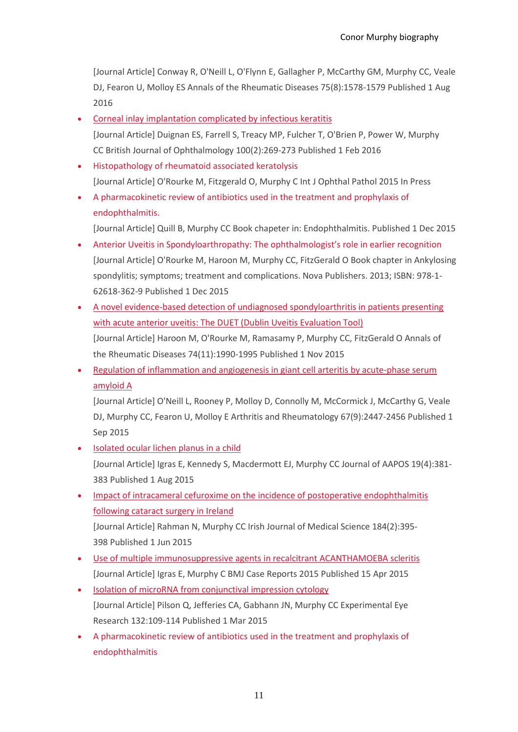[Journal Article] Conway R, O'Neill L, O'Flynn E, Gallagher P, McCarthy GM, Murphy CC, Veale DJ, Fearon U, Molloy ES Annals of the Rheumatic Diseases 75(8):1578-1579 Published 1 Aug 2016

- Corneal inlay implantation complicated by infectious keratitis

  [Journal Article] Duignan ES, Farrell S, Treacy MP, Fulcher T, O'Brien P, Power W, Murphy CC British Journal of Ophthalmology 100(2):269-273 Published 1 Feb 2016

- Histopathology of rheumatoid associated keratolysis

  [Journal Article] O'Rourke M, Fitzgerald O, Murphy C Int J Ophthal Pathol 2015 In Press

- A pharmacokinetic review of antibiotics used in the treatment and prophylaxis of endophthalmitis.

  [Journal Article] Quill B, Murphy CC Book chapeter in: Endophthalmitis. Published 1 Dec 2015

- Anterior Uveitis in Spondyloarthropathy: The ophthalmologist's role in earlier recognition

  [Journal Article] O'Rourke M, Haroon M, Murphy CC, FitzGerald O Book chapter in Ankylosing spondylitis; symptoms; treatment and complications. Nova Publishers. 2013; ISBN: 978-1-62618-362-9 Published 1 Dec 2015

- A novel evidence-based detection of undiagnosed spondyloarthritis in patients presenting with acute anterior uveitis: The DUET (Dublin Uveitis Evaluation Tool)

  [Journal Article] Haroon M, O'Rourke M, Ramasamy P, Murphy CC, FitzGerald O Annals of the Rheumatic Diseases 74(11):1990-1995 Published 1 Nov 2015

- Regulation of inflammation and angiogenesis in giant cell arteritis by acute-phase serum amyloid A

  [Journal Article] O'Neill L, Rooney P, Molloy D, Connolly M, McCormick J, McCarthy G, Veale DJ, Murphy CC, Fearon U, Molloy E Arthritis and Rheumatology 67(9):2447-2456 Published 1 Sep 2015

- Isolated ocular lichen planus in a child

  [Journal Article] Igras E, Kennedy S, Macdermott EJ, Murphy CC Journal of AAPOS 19(4):381-383 Published 1 Aug 2015

- Impact of intracameral cefuroxime on the incidence of postoperative endophthalmitis following cataract surgery in Ireland

  [Journal Article] Rahman N, Murphy CC Irish Journal of Medical Science 184(2):395-398 Published 1 Jun 2015

- Use of multiple immunosuppressive agents in recalcitrant ACANTHAMOEBA scleritis

  [Journal Article] Igras E, Murphy C BMJ Case Reports 2015 Published 15 Apr 2015

- Isolation of microRNA from conjunctival impression cytology

  [Journal Article] Pilson Q, Jefferies CA, Gabhann JN, Murphy CC Experimental Eye Research 132:109-114 Published 1 Mar 2015

- A pharmacokinetic review of antibiotics used in the treatment and prophylaxis of endophthalmitis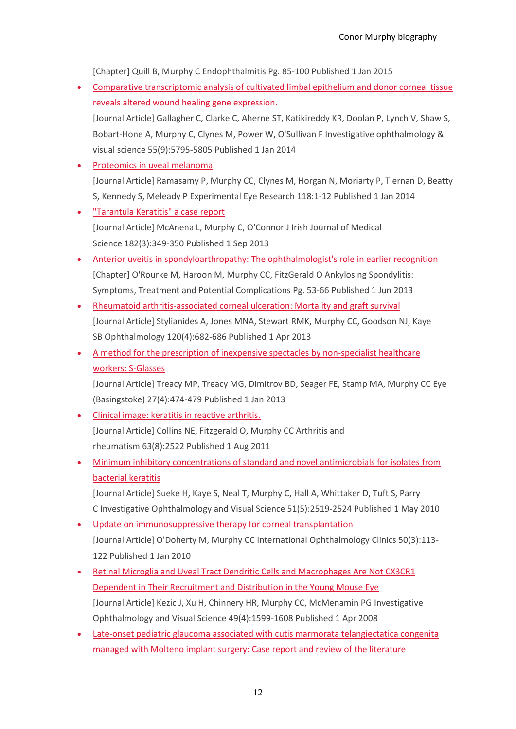[Chapter] Quill B, Murphy C Endophthalmitis Pg. 85-100 Published 1 Jan 2015

- Comparative transcriptomic analysis of cultivated limbal epithelium and donor corneal tissue reveals altered wound healing gene expression.
  [Journal Article] Gallagher C, Clarke C, Aherne ST, Katikireddy KR, Doolan P, Lynch V, Shaw S, Bobart-Hone A, Murphy C, Clynes M, Power W, O'Sullivan F Investigative ophthalmology & visual science 55(9):5795-5805 Published 1 Jan 2014
- Proteomics in uveal melanoma
  [Journal Article] Ramasamy P, Murphy CC, Clynes M, Horgan N, Moriarty P, Tiernan D, Beatty S, Kennedy S, Meleady P Experimental Eye Research 118:1-12 Published 1 Jan 2014
- "Tarantula Keratitis" a case report
  [Journal Article] McAnena L, Murphy C, O'Connor J Irish Journal of Medical Science 182(3):349-350 Published 1 Sep 2013
- Anterior uveitis in spondyloarthropathy: The ophthalmologist's role in earlier recognition
  [Chapter] O'Rourke M, Haroon M, Murphy CC, FitzGerald O Ankylosing Spondylitis: Symptoms, Treatment and Potential Complications Pg. 53-66 Published 1 Jun 2013
- Rheumatoid arthritis-associated corneal ulceration: Mortality and graft survival
  [Journal Article] Stylianides A, Jones MNA, Stewart RMK, Murphy CC, Goodson NJ, Kaye SB Ophthalmology 120(4):682-686 Published 1 Apr 2013
- A method for the prescription of inexpensive spectacles by non-specialist healthcare workers: S-Glasses
  [Journal Article] Treacy MP, Treacy MG, Dimitrov BD, Seager FE, Stamp MA, Murphy CC Eye (Basingstoke) 27(4):474-479 Published 1 Jan 2013
- Clinical image: keratitis in reactive arthritis.
  [Journal Article] Collins NE, Fitzgerald O, Murphy CC Arthritis and rheumatism 63(8):2522 Published 1 Aug 2011
- Minimum inhibitory concentrations of standard and novel antimicrobials for isolates from bacterial keratitis
  [Journal Article] Sueke H, Kaye S, Neal T, Murphy C, Hall A, Whittaker D, Tuft S, Parry C Investigative Ophthalmology and Visual Science 51(5):2519-2524 Published 1 May 2010
- Update on immunosuppressive therapy for corneal transplantation
  [Journal Article] O'Doherty M, Murphy CC International Ophthalmology Clinics 50(3):113-122 Published 1 Jan 2010
- Retinal Microglia and Uveal Tract Dendritic Cells and Macrophages Are Not CX3CR1 Dependent in Their Recruitment and Distribution in the Young Mouse Eye
  [Journal Article] Kezic J, Xu H, Chinnery HR, Murphy CC, McMenamin PG Investigative Ophthalmology and Visual Science 49(4):1599-1608 Published 1 Apr 2008
- Late-onset pediatric glaucoma associated with cutis marmorata telangiectatica congenita managed with Molteno implant surgery: Case report and review of the literature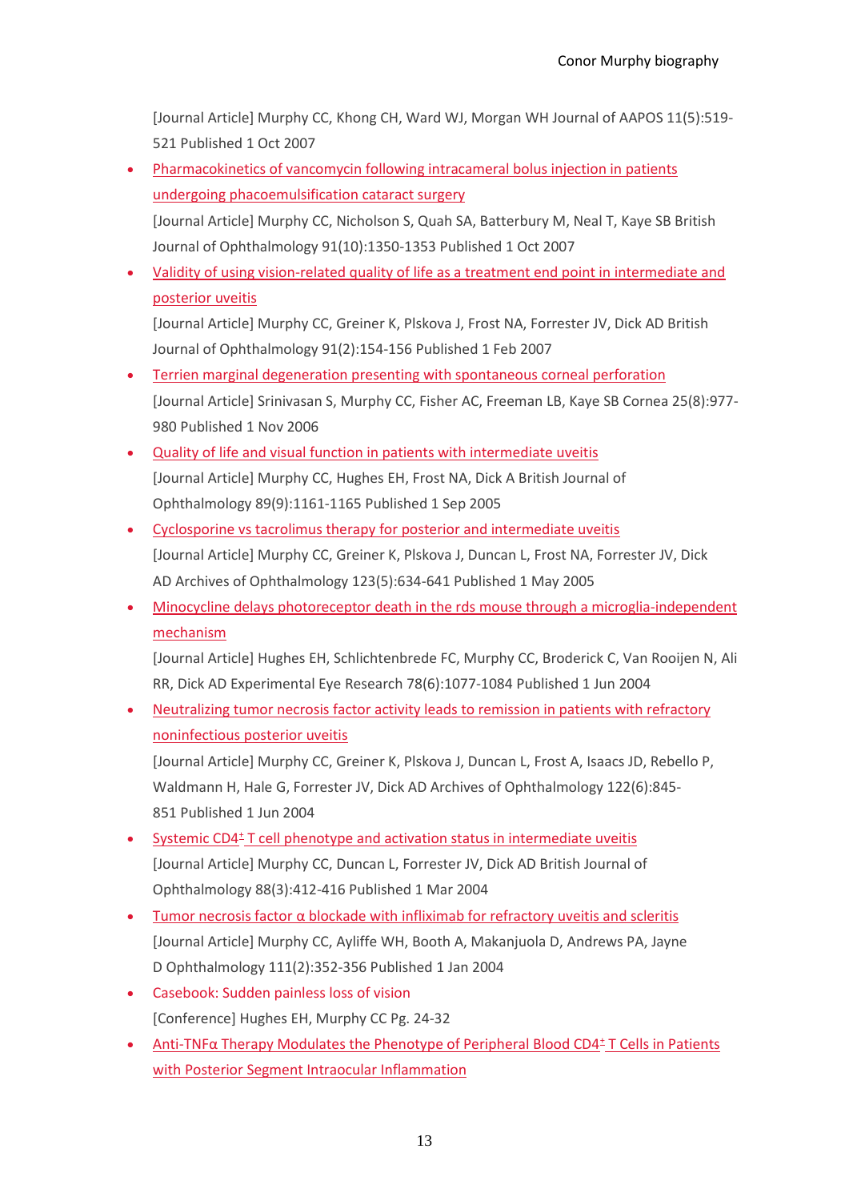[Journal Article] Murphy CC, Khong CH, Ward WJ, Morgan WH Journal of AAPOS 11(5):519-521 Published 1 Oct 2007

- Pharmacokinetics of vancomycin following intracameral bolus injection in patients undergoing phacoemulsification cataract surgery
  [Journal Article] Murphy CC, Nicholson S, Quah SA, Batterbury M, Neal T, Kaye SB British Journal of Ophthalmology 91(10):1350-1353 Published 1 Oct 2007
- Validity of using vision-related quality of life as a treatment end point in intermediate and posterior uveitis
  [Journal Article] Murphy CC, Greiner K, Plskova J, Frost NA, Forrester JV, Dick AD British Journal of Ophthalmology 91(2):154-156 Published 1 Feb 2007
- Terrien marginal degeneration presenting with spontaneous corneal perforation
  [Journal Article] Srinivasan S, Murphy CC, Fisher AC, Freeman LB, Kaye SB Cornea 25(8):977-980 Published 1 Nov 2006
- Quality of life and visual function in patients with intermediate uveitis
  [Journal Article] Murphy CC, Hughes EH, Frost NA, Dick A British Journal of Ophthalmology 89(9):1161-1165 Published 1 Sep 2005
- Cyclosporine vs tacrolimus therapy for posterior and intermediate uveitis
  [Journal Article] Murphy CC, Greiner K, Plskova J, Duncan L, Frost NA, Forrester JV, Dick AD Archives of Ophthalmology 123(5):634-641 Published 1 May 2005
- Minocycline delays photoreceptor death in the rds mouse through a microglia-independent mechanism
  [Journal Article] Hughes EH, Schlichtenbrede FC, Murphy CC, Broderick C, Van Rooijen N, Ali RR, Dick AD Experimental Eye Research 78(6):1077-1084 Published 1 Jun 2004
- Neutralizing tumor necrosis factor activity leads to remission in patients with refractory noninfectious posterior uveitis
  [Journal Article] Murphy CC, Greiner K, Plskova J, Duncan L, Frost A, Isaacs JD, Rebello P, Waldmann H, Hale G, Forrester JV, Dick AD Archives of Ophthalmology 122(6):845-851 Published 1 Jun 2004
- Systemic $CD4^{+}$ T cell phenotype and activation status in intermediate uveitis
  [Journal Article] Murphy CC, Duncan L, Forrester JV, Dick AD British Journal of Ophthalmology 88(3):412-416 Published 1 Mar 2004
- Tumor necrosis factor α blockade with infliximab for refractory uveitis and scleritis
  [Journal Article] Murphy CC, Ayliffe WH, Booth A, Makanjuola D, Andrews PA, Jayne D Ophthalmology 111(2):352-356 Published 1 Jan 2004
- Casebook: Sudden painless loss of vision
  [Conference] Hughes EH, Murphy CC Pg. 24-32
- Anti-TNFα Therapy Modulates the Phenotype of Peripheral Blood $CD4^{+}$ T Cells in Patients with Posterior Segment Intraocular Inflammation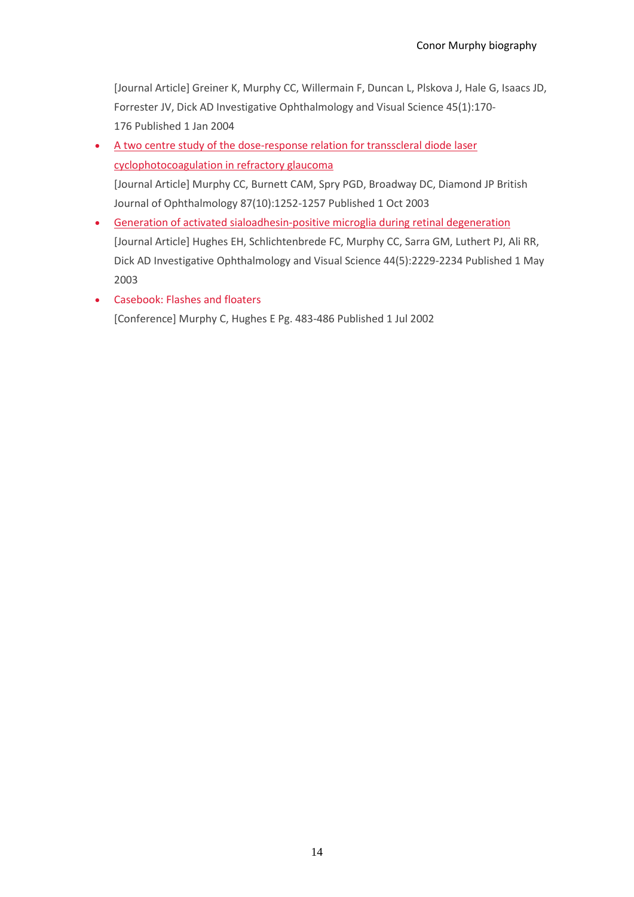[Journal Article] Greiner K, Murphy CC, Willermain F, Duncan L, Plskova J, Hale G, Isaacs JD, Forrester JV, Dick AD Investigative Ophthalmology and Visual Science 45(1):170-176 Published 1 Jan 2004

- A two centre study of the dose-response relation for transscleral diode laser cyclophotocoagulation in refractory glaucoma
  [Journal Article] Murphy CC, Burnett CAM, Spry PGD, Broadway DC, Diamond JP British Journal of Ophthalmology 87(10):1252-1257 Published 1 Oct 2003
- Generation of activated sialoadhesin-positive microglia during retinal degeneration
  [Journal Article] Hughes EH, Schlichtenbrede FC, Murphy CC, Sarra GM, Luthert PJ, Ali RR, Dick AD Investigative Ophthalmology and Visual Science 44(5):2229-2234 Published 1 May 2003
- Casebook: Flashes and floaters
  [Conference] Murphy C, Hughes E Pg. 483-486 Published 1 Jul 2002